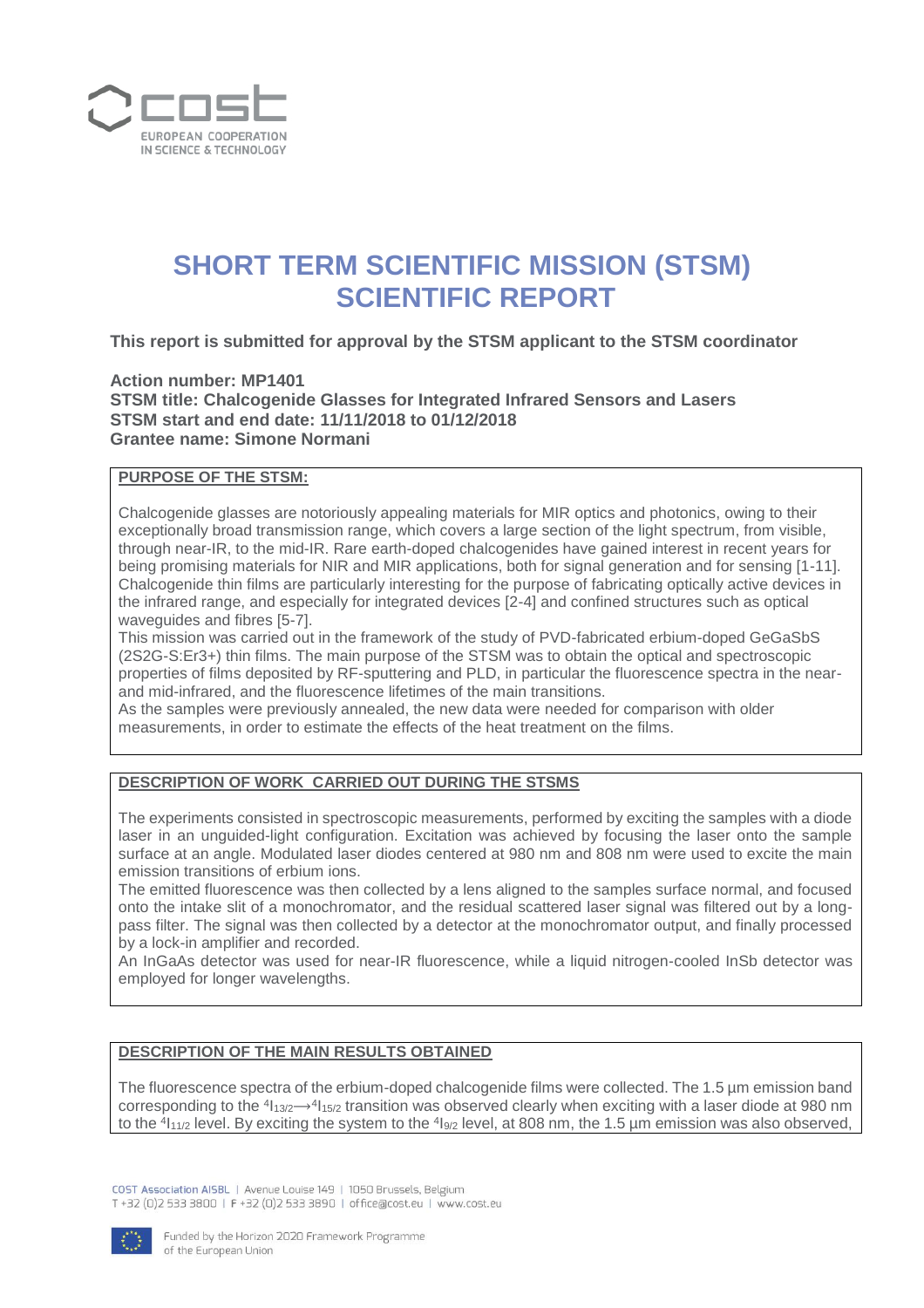# SHORT TERM SCIENTIFIC MISSION (STSM) SCIENTIFIC REPORT

**This report is submitted for approval by the STSM applicant to the STSM coordinator**

**Action number: MP1401**
**STSM title: Chalcogenide Glasses for Integrated Infrared Sensors and Lasers**
**STSM start and end date: 11/11/2018 to 01/12/2018**
**Grantee name: Simone Normani**

## PURPOSE OF THE STSM:

Chalcogenide glasses are notoriously appealing materials for MIR optics and photonics, owing to their exceptionally broad transmission range, which covers a large section of the light spectrum, from visible, through near-IR, to the mid-IR. Rare earth-doped chalcogenides have gained interest in recent years for being promising materials for NIR and MIR applications, both for signal generation and for sensing [1-11]. Chalcogenide thin films are particularly interesting for the purpose of fabricating optically active devices in the infrared range, and especially for integrated devices [2-4] and confined structures such as optical waveguides and fibres [5-7].

This mission was carried out in the framework of the study of PVD-fabricated erbium-doped GeGaSbS (2S2G-S:Er3+) thin films. The main purpose of the STSM was to obtain the optical and spectroscopic properties of films deposited by RF-sputtering and PLD, in particular the fluorescence spectra in the near- and mid-infrared, and the fluorescence lifetimes of the main transitions.

As the samples were previously annealed, the new data were needed for comparison with older measurements, in order to estimate the effects of the heat treatment on the films.

## DESCRIPTION OF WORK CARRIED OUT DURING THE STSMS

The experiments consisted in spectroscopic measurements, performed by exciting the samples with a diode laser in an unguided-light configuration. Excitation was achieved by focusing the laser onto the sample surface at an angle. Modulated laser diodes centered at 980 nm and 808 nm were used to excite the main emission transitions of erbium ions.

The emitted fluorescence was then collected by a lens aligned to the samples surface normal, and focused onto the intake slit of a monochromator, and the residual scattered laser signal was filtered out by a long-pass filter. The signal was then collected by a detector at the monochromator output, and finally processed by a lock-in amplifier and recorded.

An InGaAs detector was used for near-IR fluorescence, while a liquid nitrogen-cooled InSb detector was employed for longer wavelengths.

## DESCRIPTION OF THE MAIN RESULTS OBTAINED

The fluorescence spectra of the erbium-doped chalcogenide films were collected. The 1.5 µm emission band corresponding to the $^4I_{13/2} \longrightarrow ^4I_{15/2}$ transition was observed clearly when exciting with a laser diode at 980 nm to the $^4I_{11/2}$ level. By exciting the system to the $^4I_{9/2}$ level, at 808 nm, the 1.5 µm emission was also observed,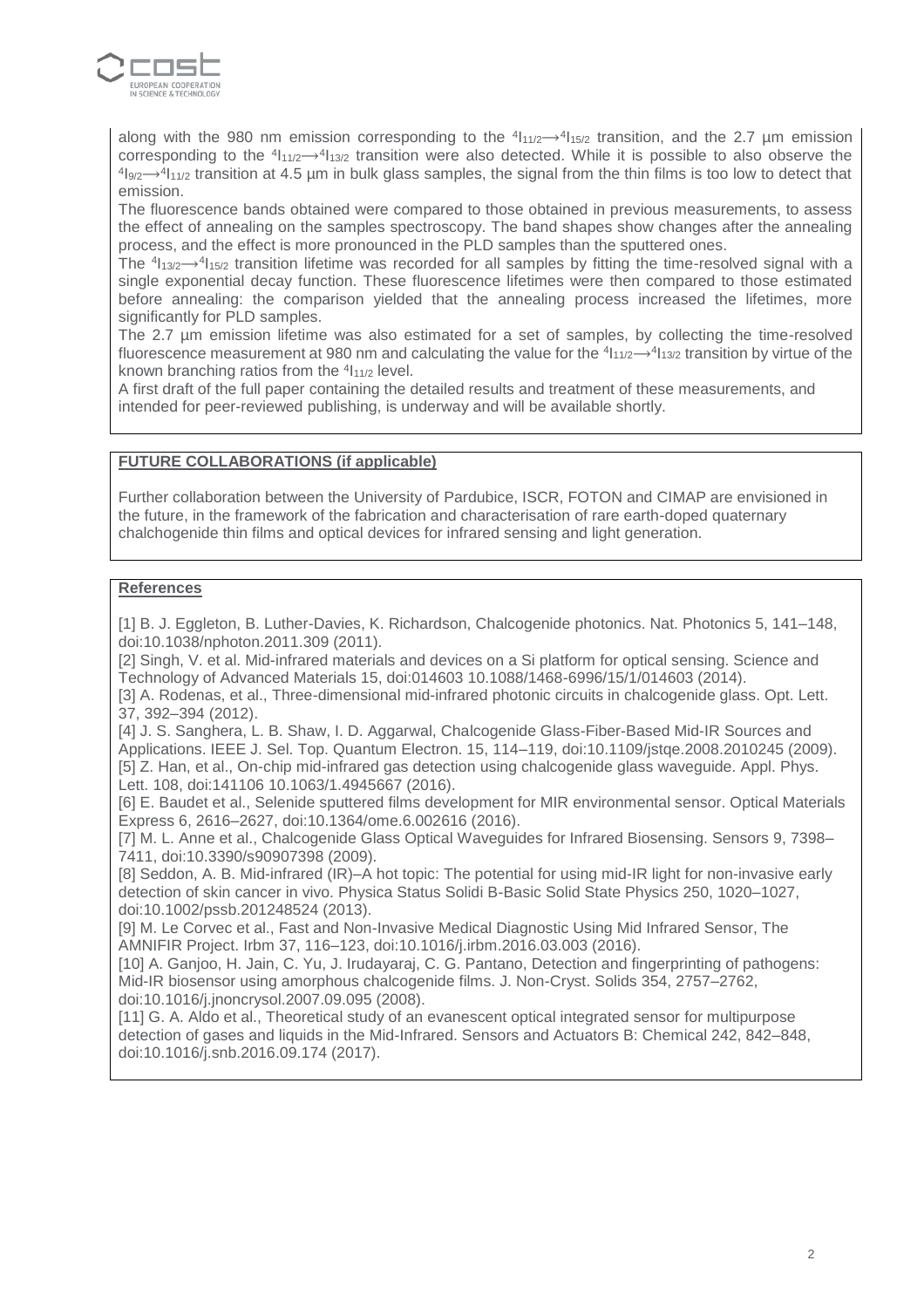along with the 980 nm emission corresponding to the $^4I_{11/2} \rightarrow ^4I_{15/2}$ transition, and the 2.7 µm emission corresponding to the $^4I_{11/2} \rightarrow ^4I_{13/2}$ transition were also detected. While it is possible to also observe the $^4I_{9/2} \rightarrow ^4I_{11/2}$ transition at 4.5 µm in bulk glass samples, the signal from the thin films is too low to detect that emission.

The fluorescence bands obtained were compared to those obtained in previous measurements, to assess the effect of annealing on the samples spectroscopy. The band shapes show changes after the annealing process, and the effect is more pronounced in the PLD samples than the sputtered ones.

The $^4I_{13/2} \rightarrow ^4I_{15/2}$ transition lifetime was recorded for all samples by fitting the time-resolved signal with a single exponential decay function. These fluorescence lifetimes were then compared to those estimated before annealing: the comparison yielded that the annealing process increased the lifetimes, more significantly for PLD samples.

The 2.7 µm emission lifetime was also estimated for a set of samples, by collecting the time-resolved fluorescence measurement at 980 nm and calculating the value for the $^4I_{11/2} \rightarrow ^4I_{13/2}$ transition by virtue of the known branching ratios from the $^4I_{11/2}$ level.

A first draft of the full paper containing the detailed results and treatment of these measurements, and intended for peer-reviewed publishing, is underway and will be available shortly.

## FUTURE COLLABORATIONS (if applicable)

Further collaboration between the University of Pardubice, ISCR, FOTON and CIMAP are envisioned in the future, in the framework of the fabrication and characterisation of rare earth-doped quaternary chalchogenide thin films and optical devices for infrared sensing and light generation.

## References

[1] B. J. Eggleton, B. Luther-Davies, K. Richardson, Chalcogenide photonics. Nat. Photonics 5, 141–148, doi:10.1038/nphoton.2011.309 (2011).

[2] Singh, V. et al. Mid-infrared materials and devices on a Si platform for optical sensing. Science and Technology of Advanced Materials 15, doi:014603 10.1088/1468-6996/15/1/014603 (2014).

[3] A. Rodenas, et al., Three-dimensional mid-infrared photonic circuits in chalcogenide glass. Opt. Lett. 37, 392–394 (2012).

[4] J. S. Sanghera, L. B. Shaw, I. D. Aggarwal, Chalcogenide Glass-Fiber-Based Mid-IR Sources and Applications. IEEE J. Sel. Top. Quantum Electron. 15, 114–119, doi:10.1109/jstqe.2008.2010245 (2009).

[5] Z. Han, et al., On-chip mid-infrared gas detection using chalcogenide glass waveguide. Appl. Phys. Lett. 108, doi:141106 10.1063/1.4945667 (2016).

[6] E. Baudet et al., Selenide sputtered films development for MIR environmental sensor. Optical Materials Express 6, 2616–2627, doi:10.1364/ome.6.002616 (2016).

[7] M. L. Anne et al., Chalcogenide Glass Optical Waveguides for Infrared Biosensing. Sensors 9, 7398–7411, doi:10.3390/s90907398 (2009).

[8] Seddon, A. B. Mid-infrared (IR)–A hot topic: The potential for using mid-IR light for non-invasive early detection of skin cancer in vivo. Physica Status Solidi B-Basic Solid State Physics 250, 1020–1027, doi:10.1002/pssb.201248524 (2013).

[9] M. Le Corvec et al., Fast and Non-Invasive Medical Diagnostic Using Mid Infrared Sensor, The AMNIFIR Project. Irbm 37, 116–123, doi:10.1016/j.irbm.2016.03.003 (2016).

[10] A. Ganjoo, H. Jain, C. Yu, J. Irudayaraj, C. G. Pantano, Detection and fingerprinting of pathogens: Mid-IR biosensor using amorphous chalcogenide films. J. Non-Cryst. Solids 354, 2757–2762, doi:10.1016/j.jnoncrysol.2007.09.095 (2008).

[11] G. A. Aldo et al., Theoretical study of an evanescent optical integrated sensor for multipurpose detection of gases and liquids in the Mid-Infrared. Sensors and Actuators B: Chemical 242, 842–848, doi:10.1016/j.snb.2016.09.174 (2017).